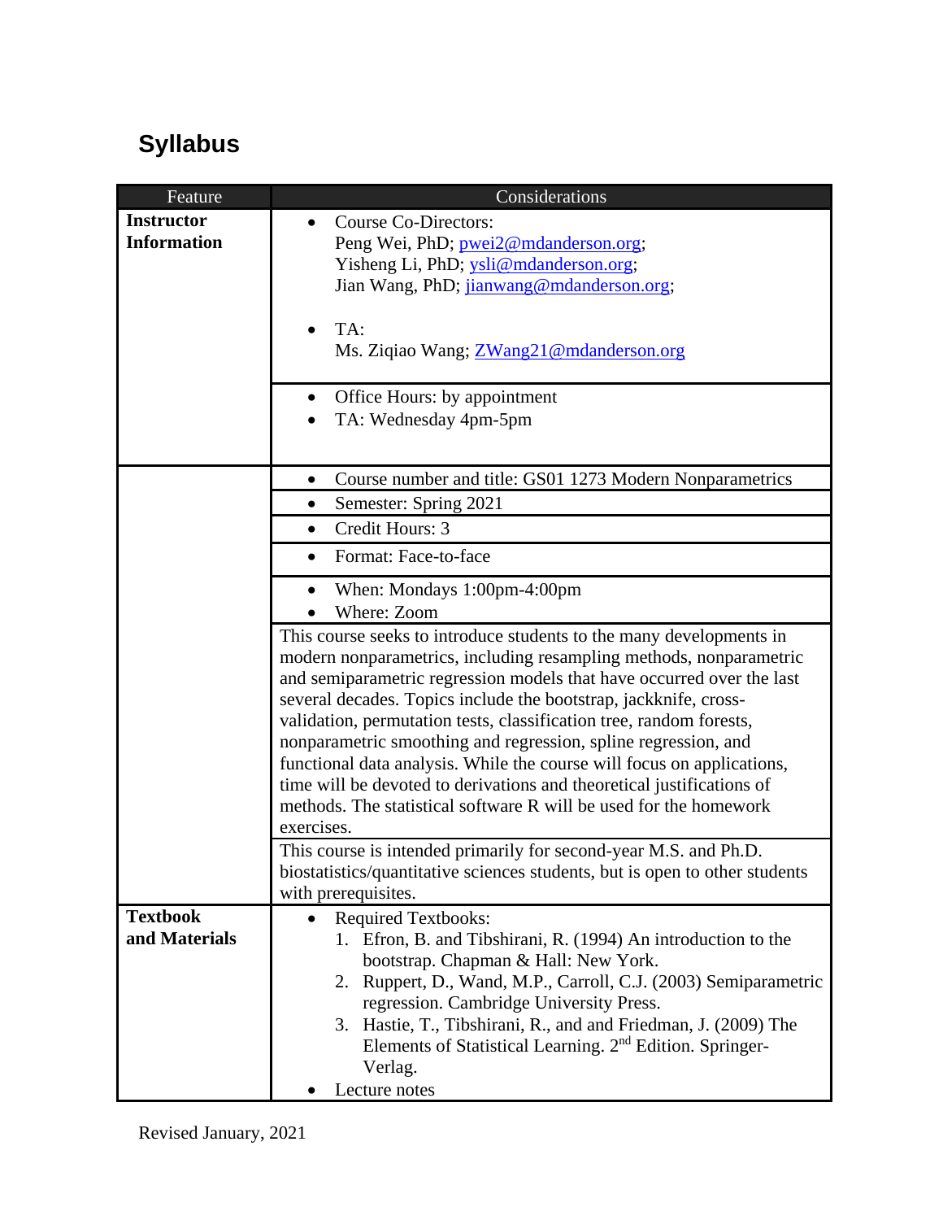# Syllabus

| Feature | Considerations |
|---|---|
| **Instructor Information** | • Course Co-Directors:<br>Peng Wei, PhD; pwei2@mdanderson.org;<br>Yisheng Li, PhD; ysli@mdanderson.org;<br>Jian Wang, PhD; jianwang@mdanderson.org;<br><br>• TA:<br>Ms. Ziqiao Wang; ZWang21@mdanderson.org |
| | • Office Hours: by appointment<br>• TA: Wednesday 4pm-5pm |
| | • Course number and title: GS01 1273 Modern Nonparametrics |
| | • Semester: Spring 2021 |
| | • Credit Hours: 3 |
| | • Format: Face-to-face |
| | • When: Mondays 1:00pm-4:00pm<br>• Where: Zoom |
| | This course seeks to introduce students to the many developments in modern nonparametrics, including resampling methods, nonparametric and semiparametric regression models that have occurred over the last several decades. Topics include the bootstrap, jackknife, cross-validation, permutation tests, classification tree, random forests, nonparametric smoothing and regression, spline regression, and functional data analysis. While the course will focus on applications, time will be devoted to derivations and theoretical justifications of methods. The statistical software R will be used for the homework exercises. |
| | This course is intended primarily for second-year M.S. and Ph.D. biostatistics/quantitative sciences students, but is open to other students with prerequisites. |
| **Textbook and Materials** | • Required Textbooks:<br>1. Efron, B. and Tibshirani, R. (1994) An introduction to the bootstrap. Chapman & Hall: New York.<br>2. Ruppert, D., Wand, M.P., Carroll, C.J. (2003) Semiparametric regression. Cambridge University Press.<br>3. Hastie, T., Tibshirani, R., and and Friedman, J. (2009) The Elements of Statistical Learning. 2nd Edition. Springer-Verlag.<br>• Lecture notes |

Revised January, 2021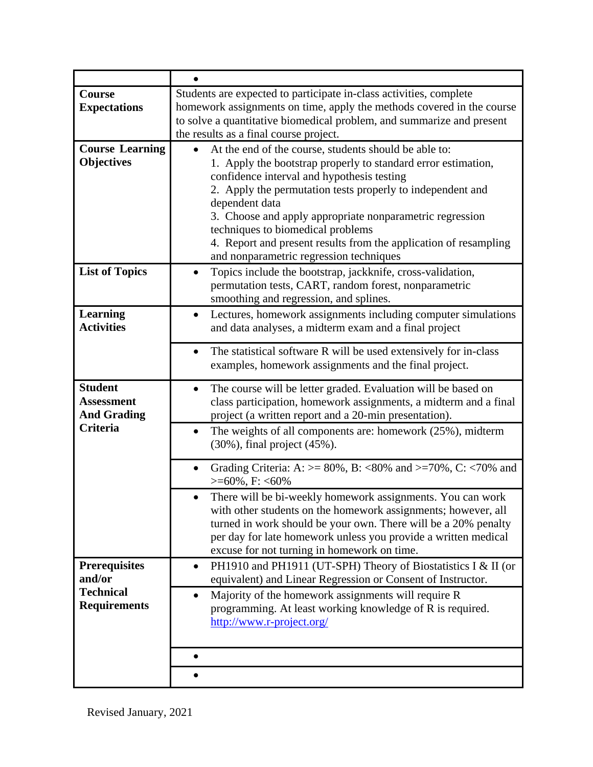| | |
|---|---|
| | • |
| **Course Expectations** | Students are expected to participate in-class activities, complete homework assignments on time, apply the methods covered in the course to solve a quantitative biomedical problem, and summarize and present the results as a final course project. |
| **Course Learning Objectives** | • At the end of the course, students should be able to:<br>1. Apply the bootstrap properly to standard error estimation, confidence interval and hypothesis testing<br>2. Apply the permutation tests properly to independent and dependent data<br>3. Choose and apply appropriate nonparametric regression techniques to biomedical problems<br>4. Report and present results from the application of resampling and nonparametric regression techniques |
| **List of Topics** | • Topics include the bootstrap, jackknife, cross-validation, permutation tests, CART, random forest, nonparametric smoothing and regression, and splines. |
| **Learning Activities** | • Lectures, homework assignments including computer simulations and data analyses, a midterm exam and a final project |
| | • The statistical software R will be used extensively for in-class examples, homework assignments and the final project. |
| **Student Assessment And Grading Criteria** | • The course will be letter graded. Evaluation will be based on class participation, homework assignments, a midterm and a final project (a written report and a 20-min presentation). |
| | • The weights of all components are: homework (25%), midterm (30%), final project (45%). |
| | • Grading Criteria: A: >= 80%, B: <80% and >=70%, C: <70% and >=60%, F: <60% |
| | • There will be bi-weekly homework assignments. You can work with other students on the homework assignments; however, all turned in work should be your own. There will be a 20% penalty per day for late homework unless you provide a written medical excuse for not turning in homework on time. |
| **Prerequisites and/or Technical Requirements** | • PH1910 and PH1911 (UT-SPH) Theory of Biostatistics I & II (or equivalent) and Linear Regression or Consent of Instructor. |
| | • Majority of the homework assignments will require R programming. At least working knowledge of R is required. [http://www.r-project.org/](http://www.r-project.org/) |
| | • |
| | • |

Revised January, 2021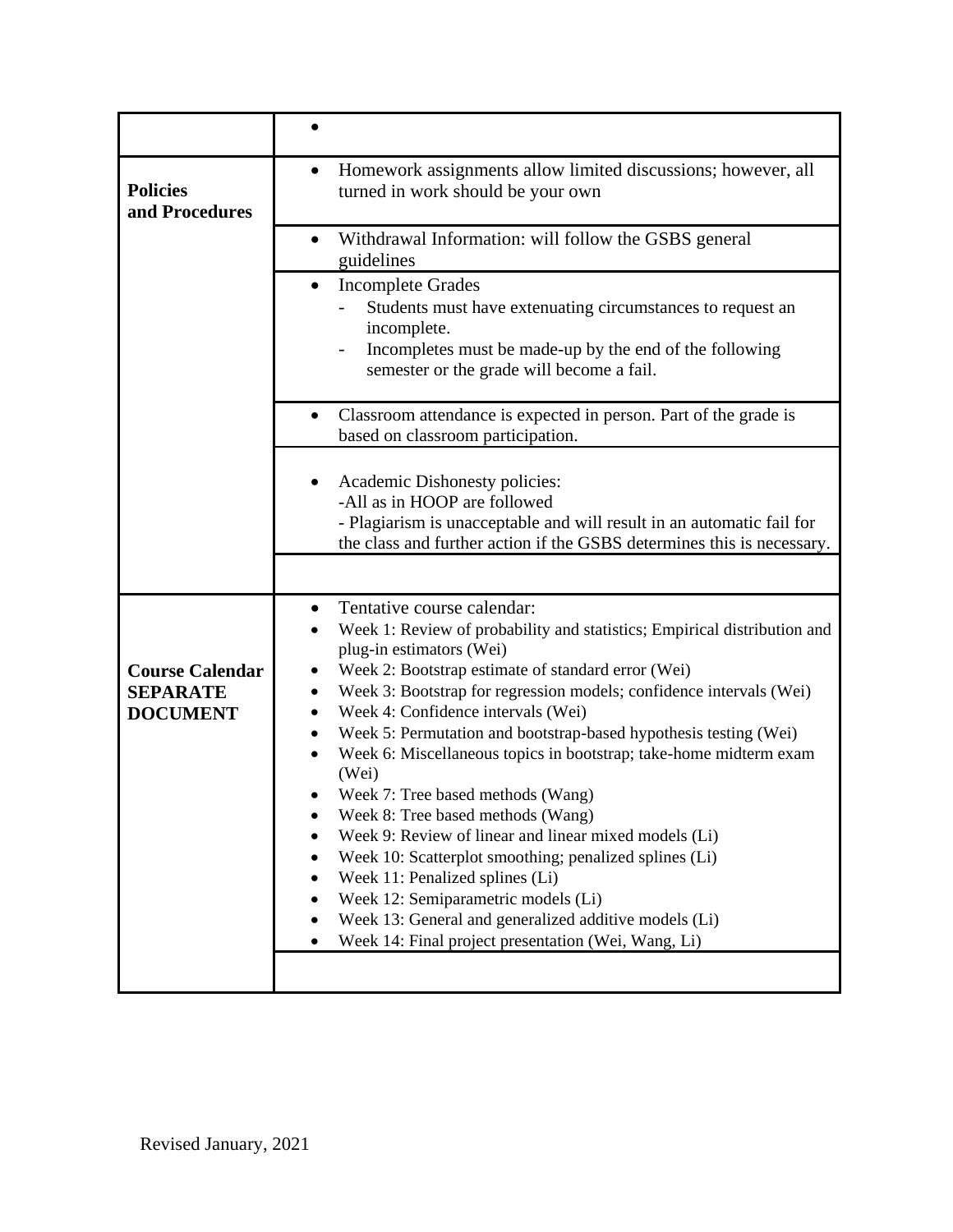| | |
|---|---|
| | • |
| **Policies and Procedures** | • Homework assignments allow limited discussions; however, all turned in work should be your own |
| | • Withdrawal Information: will follow the GSBS general guidelines |
| | • Incomplete Grades<br>- Students must have extenuating circumstances to request an incomplete.<br>- Incompletes must be made-up by the end of the following semester or the grade will become a fail. |
| | • Classroom attendance is expected in person. Part of the grade is based on classroom participation. |
| | • Academic Dishonesty policies:<br>-All as in HOOP are followed<br>- Plagiarism is unacceptable and will result in an automatic fail for the class and further action if the GSBS determines this is necessary. |
| | |
| **Course Calendar SEPARATE DOCUMENT** | • Tentative course calendar:<br>• Week 1: Review of probability and statistics; Empirical distribution and plug-in estimators (Wei)<br>• Week 2: Bootstrap estimate of standard error (Wei)<br>• Week 3: Bootstrap for regression models; confidence intervals (Wei)<br>• Week 4: Confidence intervals (Wei)<br>• Week 5: Permutation and bootstrap-based hypothesis testing (Wei)<br>• Week 6: Miscellaneous topics in bootstrap; take-home midterm exam (Wei)<br>• Week 7: Tree based methods (Wang)<br>• Week 8: Tree based methods (Wang)<br>• Week 9: Review of linear and linear mixed models (Li)<br>• Week 10: Scatterplot smoothing; penalized splines (Li)<br>• Week 11: Penalized splines (Li)<br>• Week 12: Semiparametric models (Li)<br>• Week 13: General and generalized additive models (Li)<br>• Week 14: Final project presentation (Wei, Wang, Li) |
| | |

Revised January, 2021